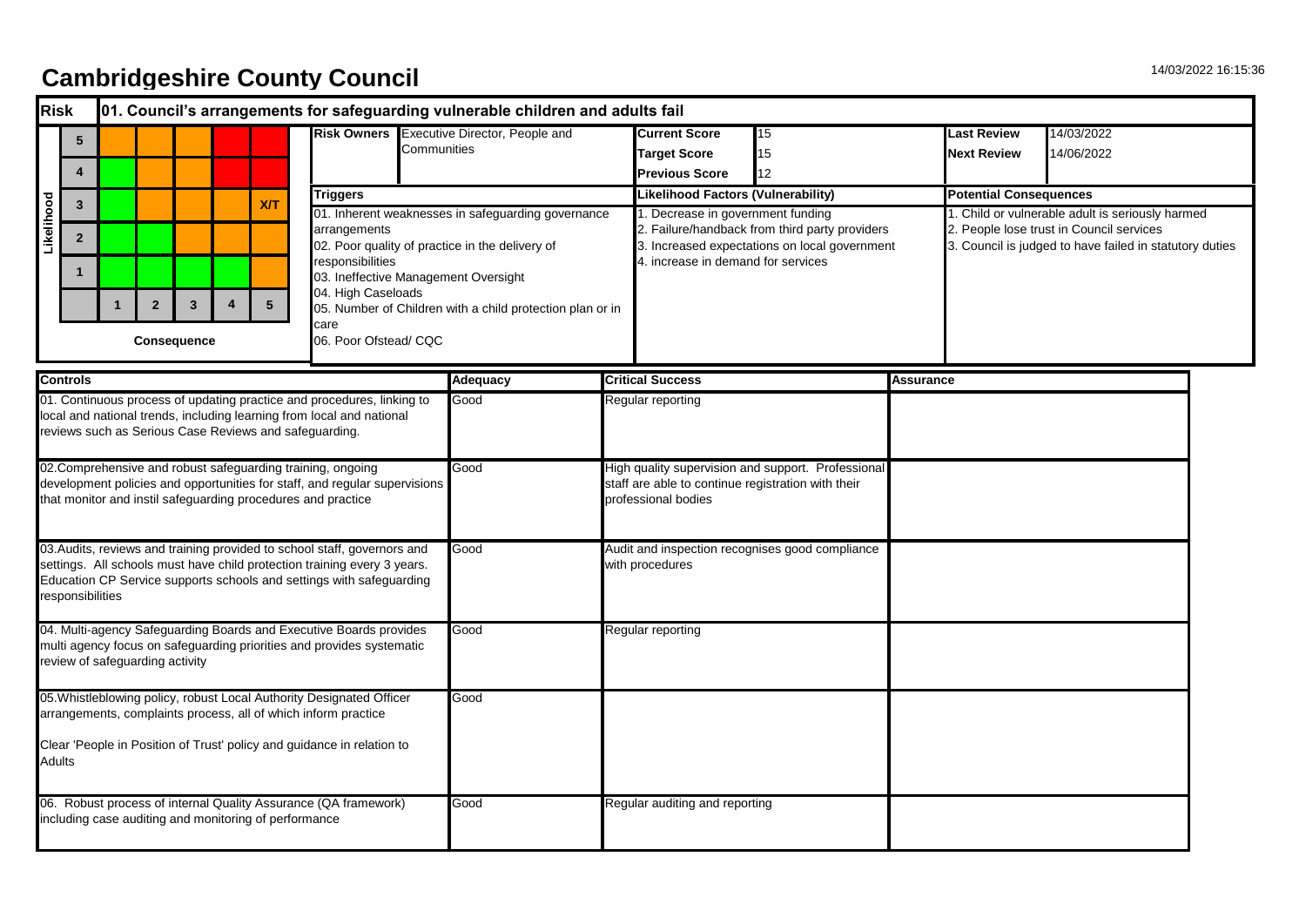# Cambridgeshire County Council

14/03/2022 16:15:36

## Risk: 01. Council's arrangements for safeguarding vulnerable children and adults fail

| Likelihood | | | | | |
|---|---|---|---|---|---|
| 5 | | | | | |
| 4 | | | | | |
| 3 | | | | | X/T |
| 2 | | | | | |
| 1 | | | | | |
| | 1 | 2 | 3 | 4 | 5 |
| | Consequence | | | | |

**Risk Owners:** Executive Director, People and Communities

| | |
|---|---|
| **Current Score** | 15 |
| **Target Score** | 15 |
| **Previous Score** | 12 |

| | |
|---|---|
| **Last Review** | 14/03/2022 |
| **Next Review** | 14/06/2022 |

**Triggers**

01. Inherent weaknesses in safeguarding governance arrangements
02. Poor quality of practice in the delivery of responsibilities
03. Ineffective Management Oversight
04. High Caseloads
05. Number of Children with a child protection plan or in care
06. Poor Ofstead/ CQC

**Likelihood Factors (Vulnerability)**

1. Decrease in government funding
2. Failure/handback from third party providers
3. Increased expectations on local government
4. increase in demand for services

**Potential Consequences**

1. Child or vulnerable adult is seriously harmed
2. People lose trust in Council services
3. Council is judged to have failed in statutory duties

| Controls | Adequacy | Critical Success | Assurance |
|---|---|---|---|
| 01. Continuous process of updating practice and procedures, linking to local and national trends, including learning from local and national reviews such as Serious Case Reviews and safeguarding. | Good | Regular reporting | |
| 02.Comprehensive and robust safeguarding training, ongoing development policies and opportunities for staff, and regular supervisions that monitor and instil safeguarding procedures and practice | Good | High quality supervision and support. Professional staff are able to continue registration with their professional bodies | |
| 03.Audits, reviews and training provided to school staff, governors and settings. All schools must have child protection training every 3 years. Education CP Service supports schools and settings with safeguarding responsibilities | Good | Audit and inspection recognises good compliance with procedures | |
| 04. Multi-agency Safeguarding Boards and Executive Boards provides multi agency focus on safeguarding priorities and provides systematic review of safeguarding activity | Good | Regular reporting | |
| 05.Whistleblowing policy, robust Local Authority Designated Officer arrangements, complaints process, all of which inform practice<br><br>Clear 'People in Position of Trust' policy and guidance in relation to Adults | Good | | |
| 06. Robust process of internal Quality Assurance (QA framework) including case auditing and monitoring of performance | Good | Regular auditing and reporting | |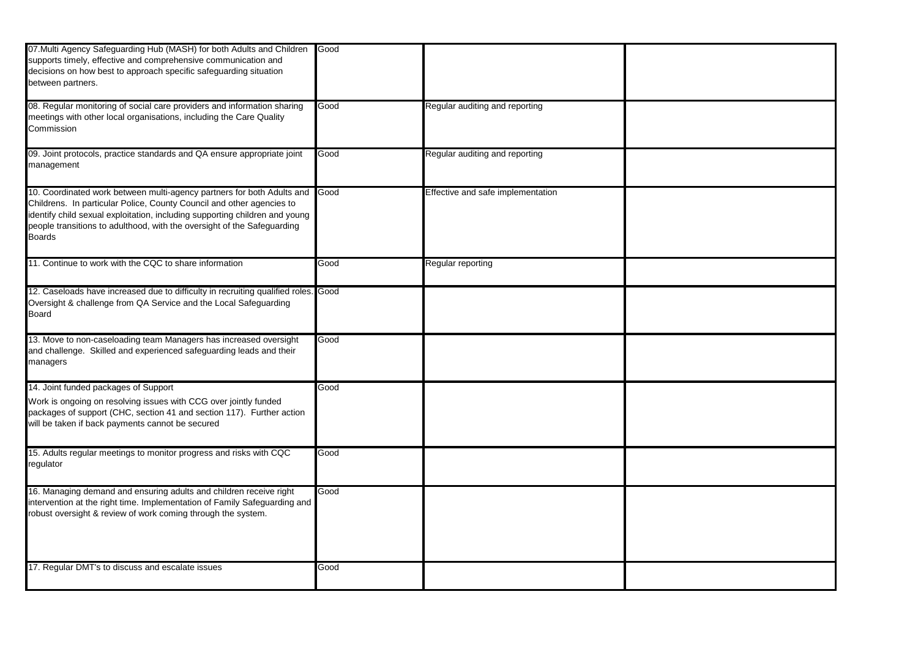| | | | |
|---|---|---|---|
| 07.Multi Agency Safeguarding Hub (MASH) for both Adults and Children supports timely, effective and comprehensive communication and decisions on how best to approach specific safeguarding situation between partners. | Good | | |
| 08. Regular monitoring of social care providers and information sharing meetings with other local organisations, including the Care Quality Commission | Good | Regular auditing and reporting | |
| 09. Joint protocols, practice standards and QA ensure appropriate joint management | Good | Regular auditing and reporting | |
| 10. Coordinated work between multi-agency partners for both Adults and Childrens. In particular Police, County Council and other agencies to identify child sexual exploitation, including supporting children and young people transitions to adulthood, with the oversight of the Safeguarding Boards | Good | Effective and safe implementation | |
| 11. Continue to work with the CQC to share information | Good | Regular reporting | |
| 12. Caseloads have increased due to difficulty in recruiting qualified roles. Oversight & challenge from QA Service and the Local Safeguarding Board | Good | | |
| 13. Move to non-caseloading team Managers has increased oversight and challenge. Skilled and experienced safeguarding leads and their managers | Good | | |
| 14. Joint funded packages of Support<br>Work is ongoing on resolving issues with CCG over jointly funded packages of support (CHC, section 41 and section 117). Further action will be taken if back payments cannot be secured | Good | | |
| 15. Adults regular meetings to monitor progress and risks with CQC regulator | Good | | |
| 16. Managing demand and ensuring adults and children receive right intervention at the right time. Implementation of Family Safeguarding and robust oversight & review of work coming through the system. | Good | | |
| 17. Regular DMT's to discuss and escalate issues | Good | | |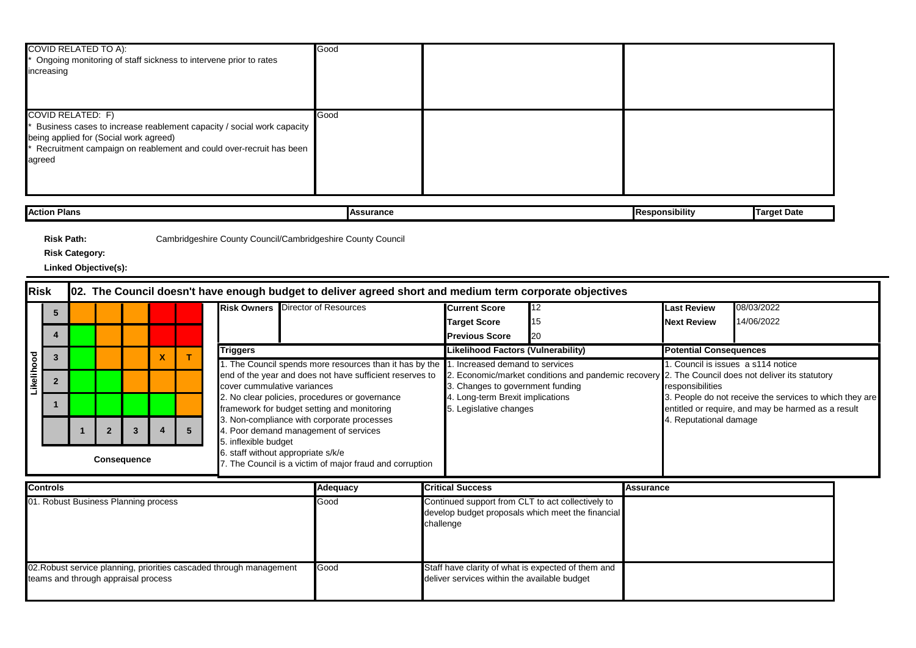| Controls | Adequacy | Critical Success | Assurance |
| --- | --- | --- | --- |
| COVID RELATED TO A):<br>* Ongoing monitoring of staff sickness to intervene prior to rates increasing | Good | | |
| COVID RELATED: F)<br>* Business cases to increase reablement capacity / social work capacity being applied for (Social work agreed)<br>* Recruitment campaign on reablement and could over-recruit has been agreed | Good | | |

| Action Plans | Assurance | Responsibility | Target Date |
| --- | --- | --- | --- |

**Risk Path:** Cambridgeshire County Council/Cambridgeshire County Council

**Risk Category:**

**Linked Objective(s):**

## Risk 02. The Council doesn't have enough budget to deliver agreed short and medium term corporate objectives

| Likelihood | | | | | |
| --- | --- | --- | --- | --- | --- |
| 5 | | | | | |
| 4 | | | | | |
| 3 | | | | X | T |
| 2 | | | | | |
| 1 | | | | | |
| | 1 | 2 | 3 | 4 | 5 |

Consequence

| | | | |
| --- | --- | --- | --- |
| **Risk Owners** | Director of Resources | **Last Review** | 08/03/2022 |
| **Current Score** | 12 | **Next Review** | 14/06/2022 |
| **Target Score** | 15 | | |
| **Previous Score** | 20 | | |

| Triggers | Likelihood Factors (Vulnerability) | Potential Consequences |
| --- | --- | --- |
| 1. The Council spends more resources than it has by the end of the year and does not have sufficient reserves to cover cummulative variances<br>2. No clear policies, procedures or governance framework for budget setting and monitoring<br>3. Non-compliance with corporate processes<br>4. Poor demand management of services<br>5. inflexible budget<br>6. staff without appropriate s/k/e<br>7. The Council is a victim of major fraud and corruption | 1. Increased demand to services<br>2. Economic/market conditions and pandemic recovery<br>3. Changes to government funding<br>4. Long-term Brexit implications<br>5. Legislative changes | 1. Council is issues a s114 notice<br>2. The Council does not deliver its statutory responsibilities<br>3. People do not receive the services to which they are entitled or require, and may be harmed as a result<br>4. Reputational damage |

| Controls | Adequacy | Critical Success | Assurance |
| --- | --- | --- | --- |
| 01. Robust Business Planning process | Good | Continued support from CLT to act collectively to develop budget proposals which meet the financial challenge | |
| 02.Robust service planning, priorities cascaded through management teams and through appraisal process | Good | Staff have clarity of what is expected of them and deliver services within the available budget | |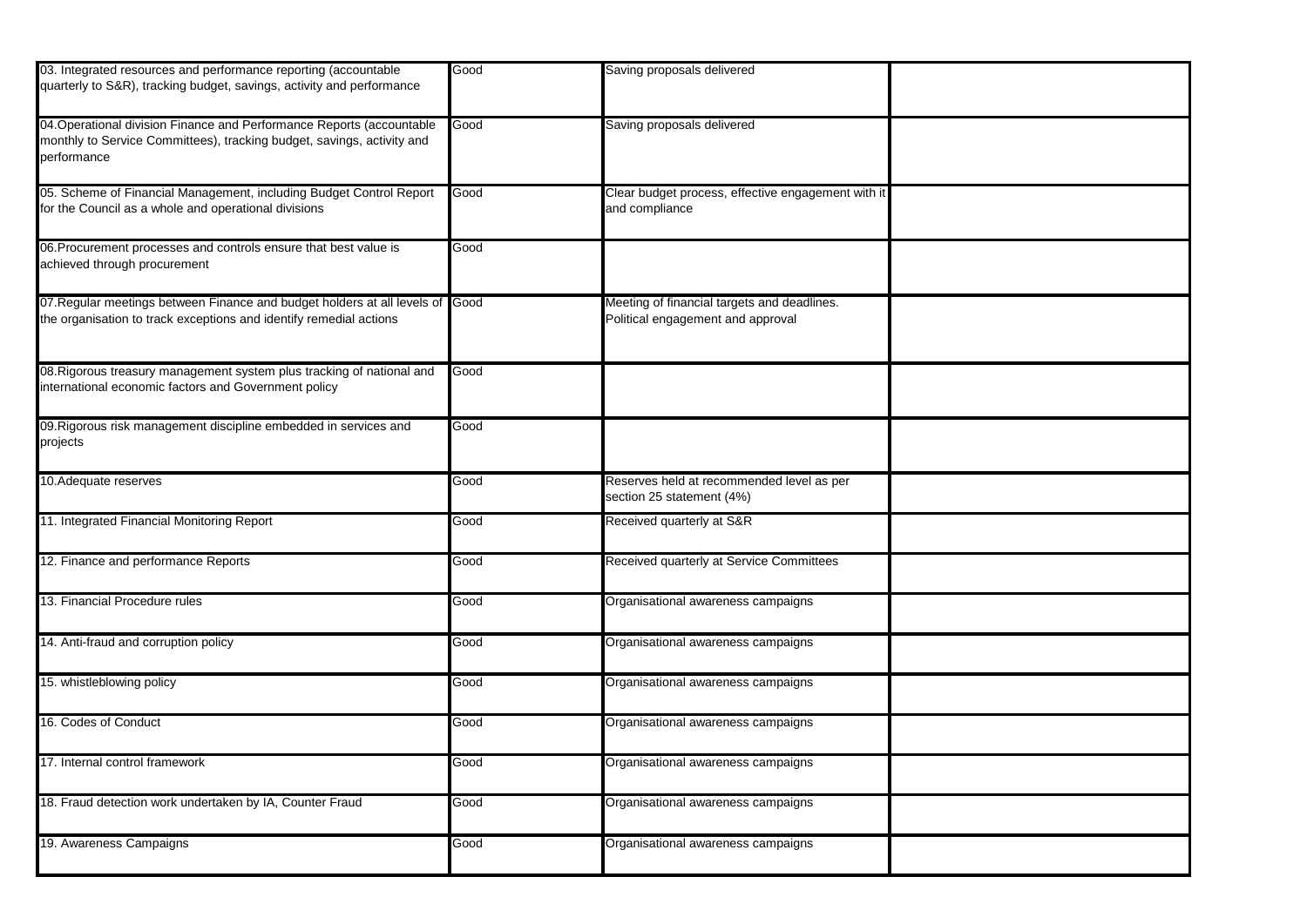| | | | |
|---|---|---|---|
| 03. Integrated resources and performance reporting (accountable quarterly to S&R), tracking budget, savings, activity and performance | Good | Saving proposals delivered | |
| 04.Operational division Finance and Performance Reports (accountable monthly to Service Committees), tracking budget, savings, activity and performance | Good | Saving proposals delivered | |
| 05. Scheme of Financial Management, including Budget Control Report for the Council as a whole and operational divisions | Good | Clear budget process, effective engagement with it and compliance | |
| 06.Procurement processes and controls ensure that best value is achieved through procurement | Good | | |
| 07.Regular meetings between Finance and budget holders at all levels of the organisation to track exceptions and identify remedial actions | Good | Meeting of financial targets and deadlines. Political engagement and approval | |
| 08.Rigorous treasury management system plus tracking of national and international economic factors and Government policy | Good | | |
| 09.Rigorous risk management discipline embedded in services and projects | Good | | |
| 10.Adequate reserves | Good | Reserves held at recommended level as per section 25 statement (4%) | |
| 11. Integrated Financial Monitoring Report | Good | Received quarterly at S&R | |
| 12. Finance and performance Reports | Good | Received quarterly at Service Committees | |
| 13. Financial Procedure rules | Good | Organisational awareness campaigns | |
| 14. Anti-fraud and corruption policy | Good | Organisational awareness campaigns | |
| 15. whistleblowing policy | Good | Organisational awareness campaigns | |
| 16. Codes of Conduct | Good | Organisational awareness campaigns | |
| 17. Internal control framework | Good | Organisational awareness campaigns | |
| 18. Fraud detection work undertaken by IA, Counter Fraud | Good | Organisational awareness campaigns | |
| 19. Awareness Campaigns | Good | Organisational awareness campaigns | |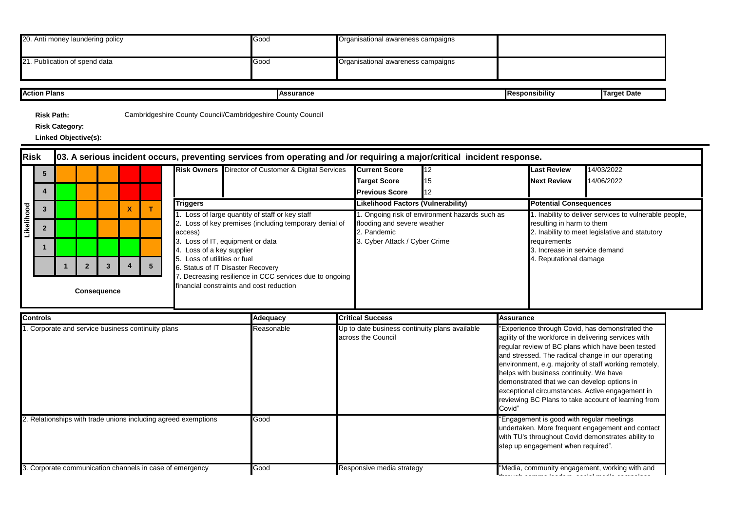| | | | |
|---|---|---|---|
| 20. Anti money laundering policy | Good | Organisational awareness campaigns | |
| 21. Publication of spend data | Good | Organisational awareness campaigns | |

| Action Plans | Assurance | Responsibility | Target Date |
|---|---|---|---|

**Risk Path:** Cambridgeshire County Council/Cambridgeshire County Council

**Risk Category:**

**Linked Objective(s):**

## Risk 03. A serious incident occurs, preventing services from operating and /or requiring a major/critical incident response.

| Likelihood | | | | | |
|---|---|---|---|---|---|
| 5 | | | | | |
| 4 | | | | | |
| 3 | | | | X | T |
| 2 | | | | | |
| 1 | | | | | |
| | 1 | 2 | 3 | 4 | 5 |

Consequence

| | | | | | |
|---|---|---|---|---|---|
| **Risk Owners** | Director of Customer & Digital Services | **Current Score** | 12 | **Last Review** | 14/03/2022 |
| | | **Target Score** | 15 | **Next Review** | 14/06/2022 |
| | | **Previous Score** | 12 | | |

| Triggers | Likelihood Factors (Vulnerability) | Potential Consequences |
|---|---|---|
| 1. Loss of large quantity of staff or key staff<br>2. Loss of key premises (including temporary denial of access)<br>3. Loss of IT, equipment or data<br>4. Loss of a key supplier<br>5. Loss of utilities or fuel<br>6. Status of IT Disaster Recovery<br>7. Decreasing resilience in CCC services due to ongoing financial constraints and cost reduction | 1. Ongoing risk of environment hazards such as flooding and severe weather<br>2. Pandemic<br>3. Cyber Attack / Cyber Crime | 1. Inability to deliver services to vulnerable people, resulting in harm to them<br>2. Inability to meet legislative and statutory requirements<br>3. Increase in service demand<br>4. Reputational damage |

| Controls | Adequacy | Critical Success | Assurance |
|---|---|---|---|
| 1. Corporate and service business continuity plans | Reasonable | Up to date business continuity plans available across the Council | "Experience through Covid, has demonstrated the agility of the workforce in delivering services with regular review of BC plans which have been tested and stressed. The radical change in our operating environment, e.g. majority of staff working remotely, helps with business continuity. We have demonstrated that we can develop options in exceptional circumstances. Active engagement in reviewing BC Plans to take account of learning from Covid" |
| 2. Relationships with trade unions including agreed exemptions | Good | | "Engagement is good with regular meetings undertaken. More frequent engagement and contact with TU's throughout Covid demonstrates ability to step up engagement when required". |
| 3. Corporate communication channels in case of emergency | Good | Responsive media strategy | "Media, community engagement, working with and |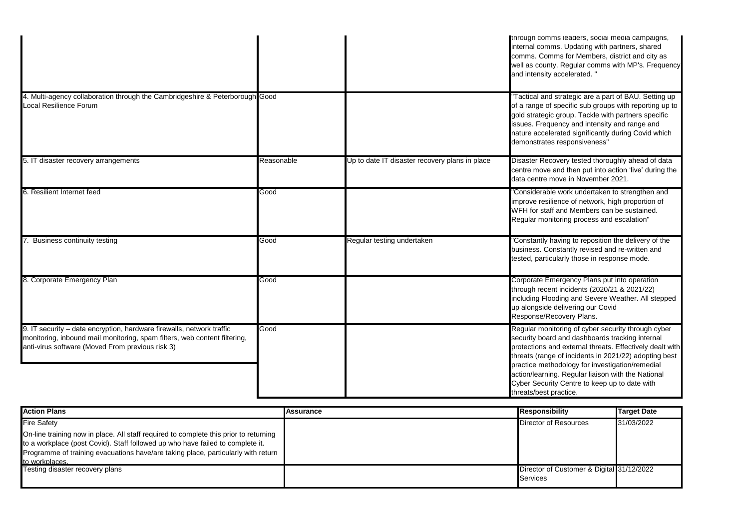| | | | |
|---|---|---|---|
| | | | through comms leaders, social media campaigns, internal comms. Updating with partners, shared comms. Comms for Members, district and city as well as county. Regular comms with MP's. Frequency and intensity accelerated. " |
| 4. Multi-agency collaboration through the Cambridgeshire & Peterborough Local Resilience Forum | Good | | "Tactical and strategic are a part of BAU. Setting up of a range of specific sub groups with reporting up to gold strategic group. Tackle with partners specific issues. Frequency and intensity and range and nature accelerated significantly during Covid which demonstrates responsiveness" |
| 5. IT disaster recovery arrangements | Reasonable | Up to date IT disaster recovery plans in place | Disaster Recovery tested thoroughly ahead of data centre move and then put into action 'live' during the data centre move in November 2021. |
| 6. Resilient Internet feed | Good | | "Considerable work undertaken to strengthen and improve resilience of network, high proportion of WFH for staff and Members can be sustained. Regular monitoring process and escalation" |
| 7. Business continuity testing | Good | Regular testing undertaken | "Constantly having to reposition the delivery of the business. Constantly revised and re-written and tested, particularly those in response mode. |
| 8. Corporate Emergency Plan | Good | | Corporate Emergency Plans put into operation through recent incidents (2020/21 & 2021/22) including Flooding and Severe Weather. All stepped up alongside delivering our Covid Response/Recovery Plans. |
| 9. IT security – data encryption, hardware firewalls, network traffic monitoring, inbound mail monitoring, spam filters, web content filtering, anti-virus software (Moved From previous risk 3) | Good | | Regular monitoring of cyber security through cyber security board and dashboards tracking internal protections and external threats. Effectively dealt with threats (range of incidents in 2021/22) adopting best practice methodology for investigation/remedial action/learning. Regular liaison with the National Cyber Security Centre to keep up to date with threats/best practice. |

| Action Plans | Assurance | Responsibility | Target Date |
|---|---|---|---|
| Fire Safety<br>On-line training now in place. All staff required to complete this prior to returning to a workplace (post Covid). Staff followed up who have failed to complete it. Programme of training evacuations have/are taking place, particularly with return to workplaces. | | Director of Resources | 31/03/2022 |
| Testing disaster recovery plans | | Director of Customer & Digital Services | 31/12/2022 |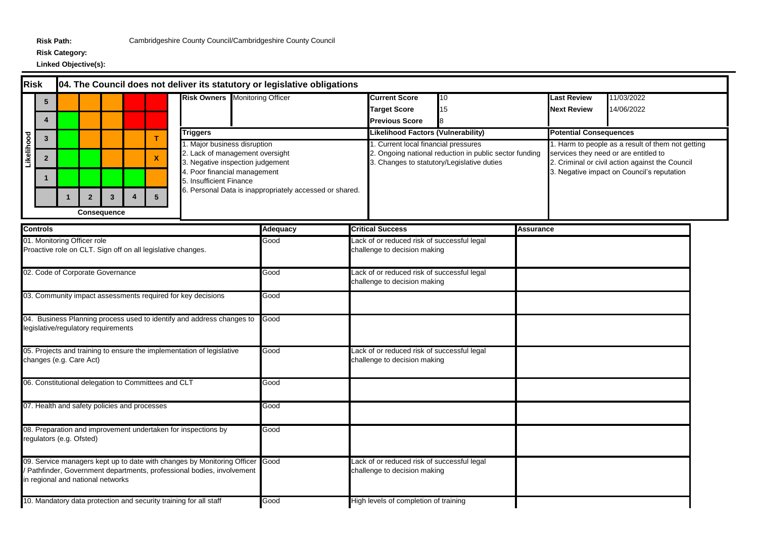**Risk Path:** Cambridgeshire County Council/Cambridgeshire County Council

**Risk Category:**

**Linked Objective(s):**

## Risk: 04. The Council does not deliver its statutory or legislative obligations

| Likelihood | 1 | 2 | 3 | 4 | 5 |
|---|---|---|---|---|---|
| 5 | | | | | |
| 4 | | | | | |
| 3 | | | | | T |
| 2 | | | | | X |
| 1 | | | | | |

**Consequence** (columns 1–5)

| | |
|---|---|
| **Risk Owners** | Monitoring Officer |
| **Current Score** | 10 |
| **Target Score** | 15 |
| **Previous Score** | 8 |
| **Last Review** | 11/03/2022 |
| **Next Review** | 14/06/2022 |

**Triggers**

1. Major business disruption
2. Lack of management oversight
3. Negative inspection judgement
4. Poor financial management
5. Insufficient Finance
6. Personal Data is inappropriately accessed or shared.

**Likelihood Factors (Vulnerability)**

1. Current local financial pressures
2. Ongoing national reduction in public sector funding
3. Changes to statutory/Legislative duties

**Potential Consequences**

1. Harm to people as a result of them not getting services they need or are entitled to
2. Criminal or civil action against the Council
3. Negative impact on Council's reputation

| Controls | Adequacy | Critical Success | Assurance |
|---|---|---|---|
| 01. Monitoring Officer role<br>Proactive role on CLT. Sign off on all legislative changes. | Good | Lack of or reduced risk of successful legal challenge to decision making | |
| 02. Code of Corporate Governance | Good | Lack of or reduced risk of successful legal challenge to decision making | |
| 03. Community impact assessments required for key decisions | Good | | |
| 04. Business Planning process used to identify and address changes to legislative/regulatory requirements | Good | | |
| 05. Projects and training to ensure the implementation of legislative changes (e.g. Care Act) | Good | Lack of or reduced risk of successful legal challenge to decision making | |
| 06. Constitutional delegation to Committees and CLT | Good | | |
| 07. Health and safety policies and processes | Good | | |
| 08. Preparation and improvement undertaken for inspections by regulators (e.g. Ofsted) | Good | | |
| 09. Service managers kept up to date with changes by Monitoring Officer / Pathfinder, Government departments, professional bodies, involvement in regional and national networks | Good | Lack of or reduced risk of successful legal challenge to decision making | |
| 10. Mandatory data protection and security training for all staff | Good | High levels of completion of training | |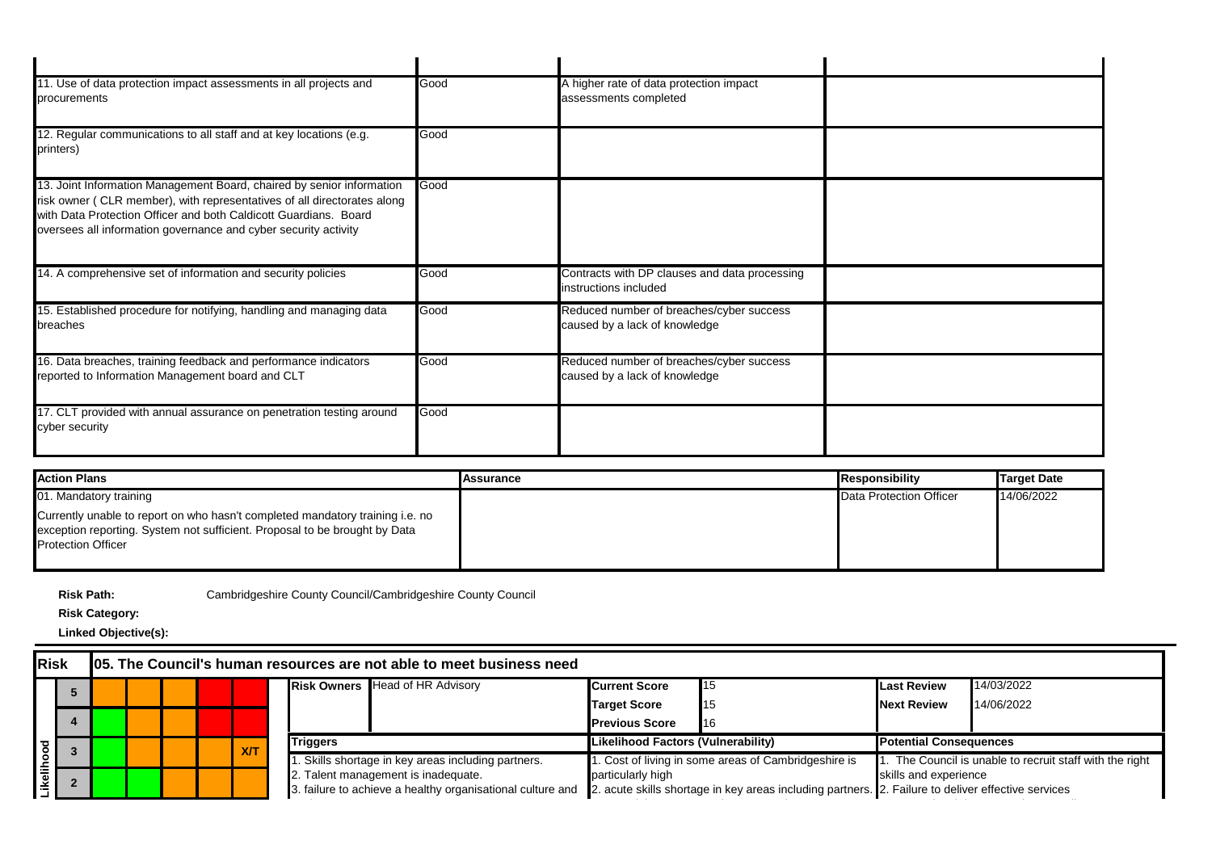| | | | |
|---|---|---|---|
| 11. Use of data protection impact assessments in all projects and procurements | Good | A higher rate of data protection impact assessments completed | |
| 12. Regular communications to all staff and at key locations (e.g. printers) | Good | | |
| 13. Joint Information Management Board, chaired by senior information risk owner ( CLR member), with representatives of all directorates along with Data Protection Officer and both Caldicott Guardians. Board oversees all information governance and cyber security activity | Good | | |
| 14. A comprehensive set of information and security policies | Good | Contracts with DP clauses and data processing instructions included | |
| 15. Established procedure for notifying, handling and managing data breaches | Good | Reduced number of breaches/cyber success caused by a lack of knowledge | |
| 16. Data breaches, training feedback and performance indicators reported to Information Management board and CLT | Good | Reduced number of breaches/cyber success caused by a lack of knowledge | |
| 17. CLT provided with annual assurance on penetration testing around cyber security | Good | | |

| Action Plans | Assurance | Responsibility | Target Date |
|---|---|---|---|
| 01. Mandatory training<br>Currently unable to report on who hasn't completed mandatory training i.e. no exception reporting. System not sufficient. Proposal to be brought by Data Protection Officer | | Data Protection Officer | 14/06/2022 |

**Risk Path:** Cambridgeshire County Council/Cambridgeshire County Council

**Risk Category:**

**Linked Objective(s):**

## Risk 05. The Council's human resources are not able to meet business need

| | | | | | |
|---|---|---|---|---|---|
| **Risk Owners** | Head of HR Advisory | **Current Score** | 15 | **Last Review** | 14/03/2022 |
| | | **Target Score** | 15 | **Next Review** | 14/06/2022 |
| | | **Previous Score** | 16 | | |

Risk matrix (Likelihood rows 5–2 visible): X/T marked at Likelihood 3, highest impact column.

| Triggers | Likelihood Factors (Vulnerability) | Potential Consequences |
|---|---|---|
| 1. Skills shortage in key areas including partners.<br>2. Talent management is inadequate.<br>3. failure to achieve a healthy organisational culture and | 1. Cost of living in some areas of Cambridgeshire is particularly high<br>2. acute skills shortage in key areas including partners. | 1. The Council is unable to recruit staff with the right skills and experience<br>2. Failure to deliver effective services |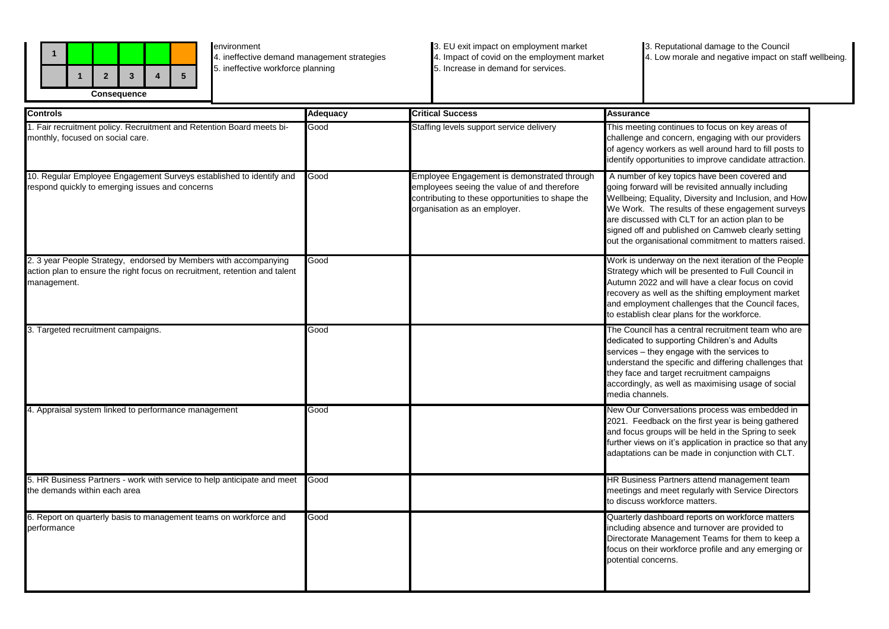| 1 | | | | | |
|---|---|---|---|---|---|
| | 1 | 2 | 3 | 4 | 5 |

**Consequence**

environment
4. ineffective demand management strategies
5. ineffective workforce planning

3. EU exit impact on employment market
4. Impact of covid on the employment market
5. Increase in demand for services.

3. Reputational damage to the Council
4. Low morale and negative impact on staff wellbeing.

| Controls | Adequacy | Critical Success | Assurance |
|---|---|---|---|
| 1. Fair recruitment policy. Recruitment and Retention Board meets bi-monthly, focused on social care. | Good | Staffing levels support service delivery | This meeting continues to focus on key areas of challenge and concern, engaging with our providers of agency workers as well around hard to fill posts to identify opportunities to improve candidate attraction. |
| 10. Regular Employee Engagement Surveys established to identify and respond quickly to emerging issues and concerns | Good | Employee Engagement is demonstrated through employees seeing the value of and therefore contributing to these opportunities to shape the organisation as an employer. | A number of key topics have been covered and going forward will be revisited annually including Wellbeing; Equality, Diversity and Inclusion, and How We Work. The results of these engagement surveys are discussed with CLT for an action plan to be signed off and published on Camweb clearly setting out the organisational commitment to matters raised. |
| 2. 3 year People Strategy, endorsed by Members with accompanying action plan to ensure the right focus on recruitment, retention and talent management. | Good | | Work is underway on the next iteration of the People Strategy which will be presented to Full Council in Autumn 2022 and will have a clear focus on covid recovery as well as the shifting employment market and employment challenges that the Council faces, to establish clear plans for the workforce. |
| 3. Targeted recruitment campaigns. | Good | | The Council has a central recruitment team who are dedicated to supporting Children's and Adults services – they engage with the services to understand the specific and differing challenges that they face and target recruitment campaigns accordingly, as well as maximising usage of social media channels. |
| 4. Appraisal system linked to performance management | Good | | New Our Conversations process was embedded in 2021. Feedback on the first year is being gathered and focus groups will be held in the Spring to seek further views on it's application in practice so that any adaptations can be made in conjunction with CLT. |
| 5. HR Business Partners - work with service to help anticipate and meet the demands within each area | Good | | HR Business Partners attend management team meetings and meet regularly with Service Directors to discuss workforce matters. |
| 6. Report on quarterly basis to management teams on workforce and performance | Good | | Quarterly dashboard reports on workforce matters including absence and turnover are provided to Directorate Management Teams for them to keep a focus on their workforce profile and any emerging or potential concerns. |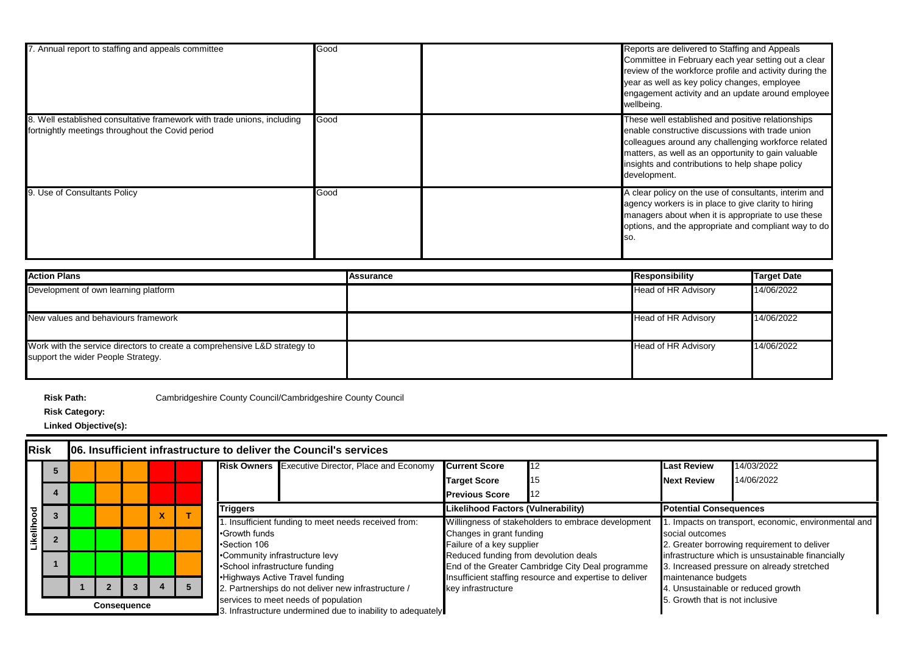| | | | |
|---|---|---|---|
| 7. Annual report to staffing and appeals committee | Good | | Reports are delivered to Staffing and Appeals Committee in February each year setting out a clear review of the workforce profile and activity during the year as well as key policy changes, employee engagement activity and an update around employee wellbeing. |
| 8. Well established consultative framework with trade unions, including fortnightly meetings throughout the Covid period | Good | | These well established and positive relationships enable constructive discussions with trade union colleagues around any challenging workforce related matters, as well as an opportunity to gain valuable insights and contributions to help shape policy development. |
| 9. Use of Consultants Policy | Good | | A clear policy on the use of consultants, interim and agency workers is in place to give clarity to hiring managers about when it is appropriate to use these options, and the appropriate and compliant way to do so. |

| Action Plans | Assurance | Responsibility | Target Date |
|---|---|---|---|
| Development of own learning platform | | Head of HR Advisory | 14/06/2022 |
| New values and behaviours framework | | Head of HR Advisory | 14/06/2022 |
| Work with the service directors to create a comprehensive L&D strategy to support the wider People Strategy. | | Head of HR Advisory | 14/06/2022 |

**Risk Path:** Cambridgeshire County Council/Cambridgeshire County Council

**Risk Category:**

**Linked Objective(s):**

## Risk 06. Insufficient infrastructure to deliver the Council's services

**Risk matrix (Likelihood vs Consequence):**

| Likelihood | 1 | 2 | 3 | 4 | 5 |
|---|---|---|---|---|---|
| 5 | | | | | |
| 4 | | | | | |
| 3 | | | | X | T |
| 2 | | | | | |
| 1 | | | | | |

Consequence

| | | | | | |
|---|---|---|---|---|---|
| **Risk Owners** | Executive Director, Place and Economy | **Current Score** | 12 | **Last Review** | 14/03/2022 |
| | | **Target Score** | 15 | **Next Review** | 14/06/2022 |
| | | **Previous Score** | 12 | | |

| Triggers | Likelihood Factors (Vulnerability) | Potential Consequences |
|---|---|---|
| 1. Insufficient funding to meet needs received from:<br>•Growth funds<br>•Section 106<br>•Community infrastructure levy<br>•School infrastructure funding<br>•Highways Active Travel funding<br>2. Partnerships do not deliver new infrastructure / services to meet needs of population<br>3. Infrastructure undermined due to inability to adequately | Willingness of stakeholders to embrace development<br>Changes in grant funding<br>Failure of a key supplier<br>Reduced funding from devolution deals<br>End of the Greater Cambridge City Deal programme<br>Insufficient staffing resource and expertise to deliver key infrastructure | 1. Impacts on transport, economic, environmental and social outcomes<br>2. Greater borrowing requirement to deliver infrastructure which is unsustainable financially<br>3. Increased pressure on already stretched maintenance budgets<br>4. Unsustainable or reduced growth<br>5. Growth that is not inclusive |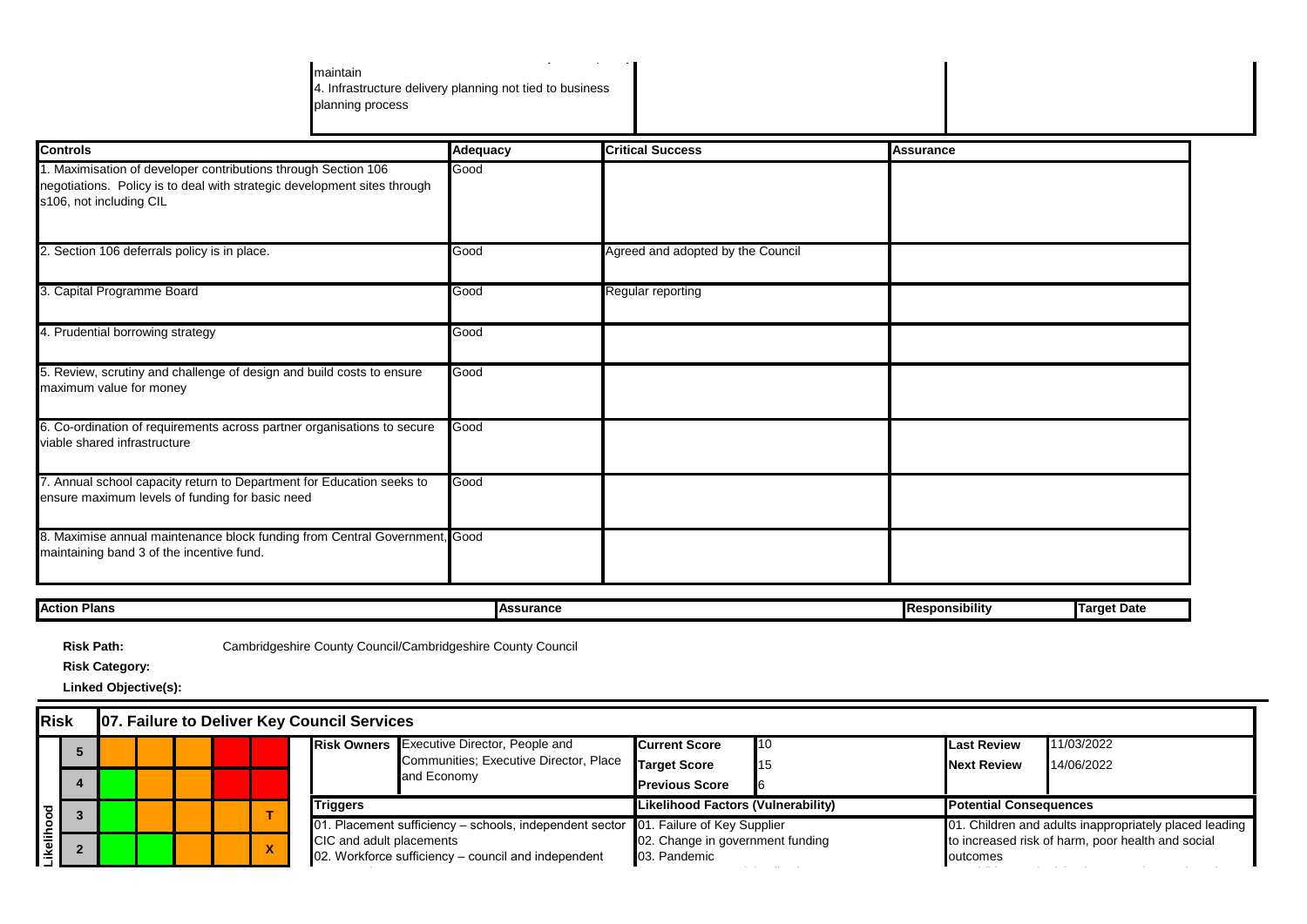| | | |
|---|---|---|
| maintain<br>4. Infrastructure delivery planning not tied to business planning process | | |

| Controls | Adequacy | Critical Success | Assurance |
|---|---|---|---|
| 1. Maximisation of developer contributions through Section 106 negotiations. Policy is to deal with strategic development sites through s106, not including CIL | Good | | |
| 2. Section 106 deferrals policy is in place. | Good | Agreed and adopted by the Council | |
| 3. Capital Programme Board | Good | Regular reporting | |
| 4. Prudential borrowing strategy | Good | | |
| 5. Review, scrutiny and challenge of design and build costs to ensure maximum value for money | Good | | |
| 6. Co-ordination of requirements across partner organisations to secure viable shared infrastructure | Good | | |
| 7. Annual school capacity return to Department for Education seeks to ensure maximum levels of funding for basic need | Good | | |
| 8. Maximise annual maintenance block funding from Central Government, maintaining band 3 of the incentive fund. | Good | | |

| Action Plans | Assurance | Responsibility | Target Date |
|---|---|---|---|

**Risk Path:** Cambridgeshire County Council/Cambridgeshire County Council

**Risk Category:**

**Linked Objective(s):**

| Risk | 07. Failure to Deliver Key Council Services | | | | | |
|---|---|---|---|---|---|---|
| **Likelihood** | **Risk Owners** | Executive Director, People and Communities; Executive Director, Place and Economy | **Current Score** | 10 | **Last Review** | 11/03/2022 |
| 5 | | | **Target Score** | 15 | **Next Review** | 14/06/2022 |
| 4 | | | **Previous Score** | 6 | | |
| 3 (T) | **Triggers** | | **Likelihood Factors (Vulnerability)** | | **Potential Consequences** | |
| 2 (X) | 01. Placement sufficiency – schools, independent sector CIC and adult placements<br>02. Workforce sufficiency – council and independent | | 01. Failure of Key Supplier<br>02. Change in government funding<br>03. Pandemic | | 01. Children and adults inappropriately placed leading to increased risk of harm, poor health and social outcomes | |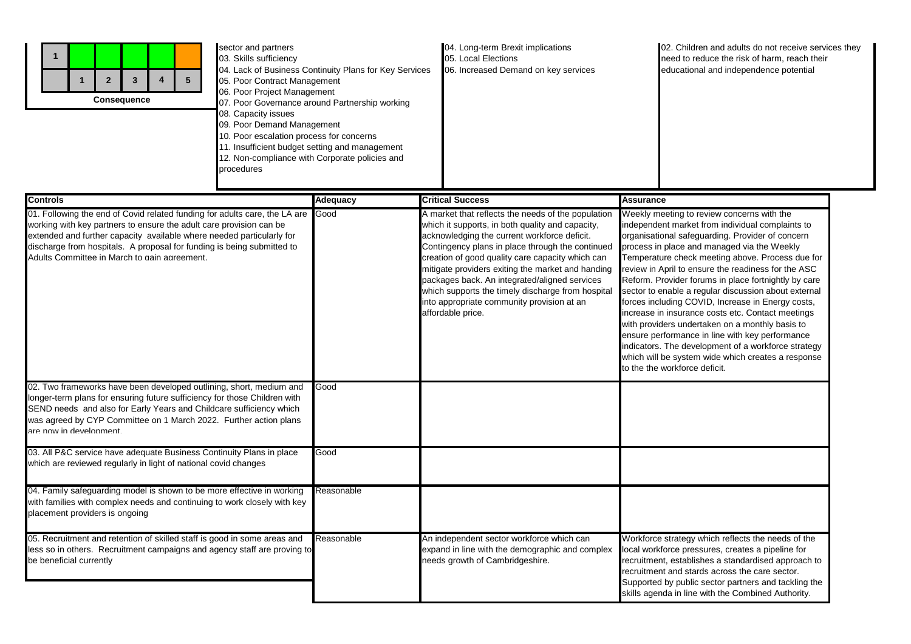| 1 | | | | | |
|---|---|---|---|---|---|
| | 1 | 2 | 3 | 4 | 5 |

**Consequence**

sector and partners
03. Skills sufficiency
04. Lack of Business Continuity Plans for Key Services
05. Poor Contract Management
06. Poor Project Management
07. Poor Governance around Partnership working
08. Capacity issues
09. Poor Demand Management
10. Poor escalation process for concerns
11. Insufficient budget setting and management
12. Non-compliance with Corporate policies and procedures

04. Long-term Brexit implications
05. Local Elections
06. Increased Demand on key services

02. Children and adults do not receive services they need to reduce the risk of harm, reach their educational and independence potential

| Controls | Adequacy | Critical Success | Assurance |
|---|---|---|---|
| 01. Following the end of Covid related funding for adults care, the LA are working with key partners to ensure the adult care provision can be extended and further capacity available where needed particularly for discharge from hospitals. A proposal for funding is being submitted to Adults Committee in March to gain agreement. | Good | A market that reflects the needs of the population which it supports, in both quality and capacity, acknowledging the current workforce deficit. Contingency plans in place through the continued creation of good quality care capacity which can mitigate providers exiting the market and handing packages back. An integrated/aligned services which supports the timely discharge from hospital into appropriate community provision at an affordable price. | Weekly meeting to review concerns with the independent market from individual complaints to organisational safeguarding. Provider of concern process in place and managed via the Weekly Temperature check meeting above. Process due for review in April to ensure the readiness for the ASC Reform. Provider forums in place fortnightly by care sector to enable a regular discussion about external forces including COVID, Increase in Energy costs, increase in insurance costs etc. Contact meetings with providers undertaken on a monthly basis to ensure performance in line with key performance indicators. The development of a workforce strategy which will be system wide which creates a response to the the workforce deficit. |
| 02. Two frameworks have been developed outlining, short, medium and longer-term plans for ensuring future sufficiency for those Children with SEND needs and also for Early Years and Childcare sufficiency which was agreed by CYP Committee on 1 March 2022. Further action plans are now in development. | Good | | |
| 03. All P&C service have adequate Business Continuity Plans in place which are reviewed regularly in light of national covid changes | Good | | |
| 04. Family safeguarding model is shown to be more effective in working with families with complex needs and continuing to work closely with key placement providers is ongoing | Reasonable | | |
| 05. Recruitment and retention of skilled staff is good in some areas and less so in others. Recruitment campaigns and agency staff are proving to be beneficial currently | Reasonable | An independent sector workforce which can expand in line with the demographic and complex needs growth of Cambridgeshire. | Workforce strategy which reflects the needs of the local workforce pressures, creates a pipeline for recruitment, establishes a standardised approach to recruitment and stards across the care sector. Supported by public sector partners and tackling the skills agenda in line with the Combined Authority. |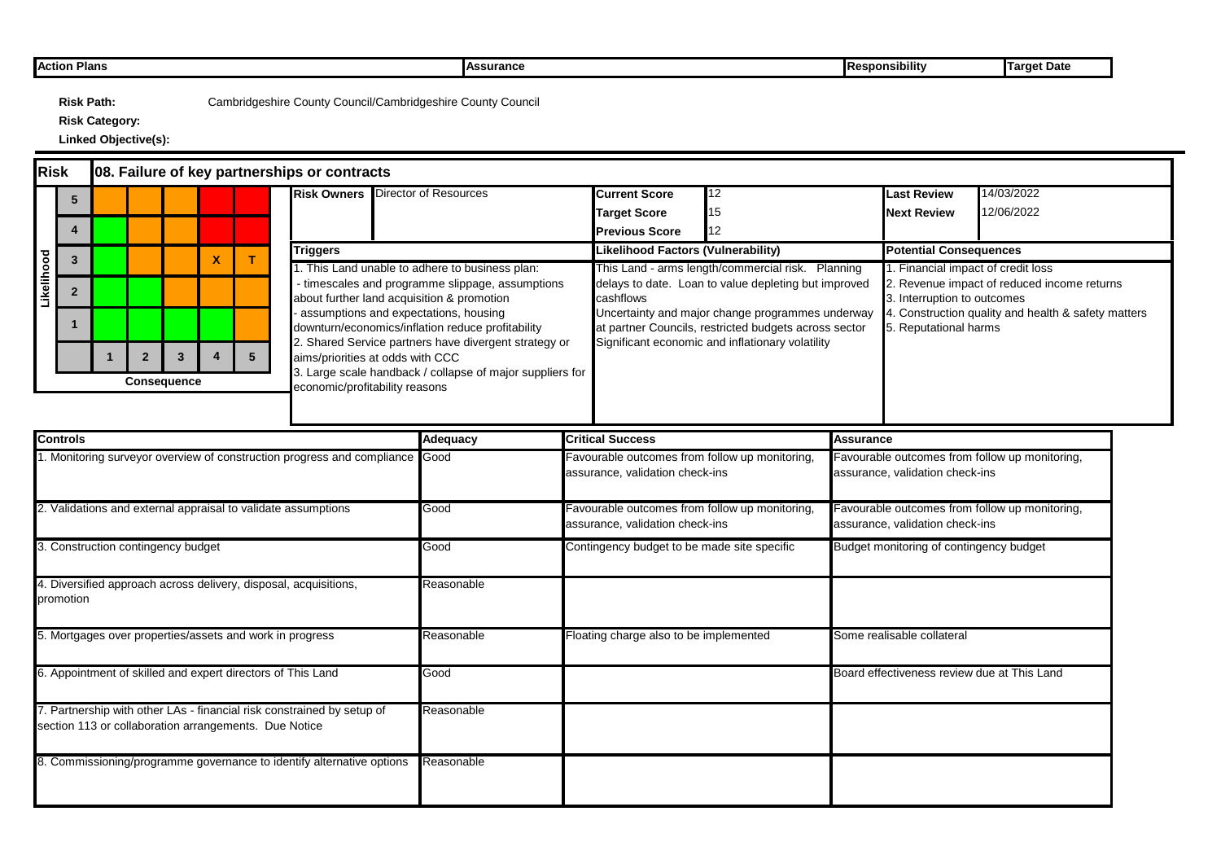| Action Plans | Assurance | Responsibility | Target Date |
|---|---|---|---|

**Risk Path:** Cambridgeshire County Council/Cambridgeshire County Council

**Risk Category:**

**Linked Objective(s):**

## Risk: 08. Failure of key partnerships or contracts

| Likelihood | | | | | |
|---|---|---|---|---|---|
| 5 | | | | | |
| 4 | | | | | |
| 3 | | | | X | T |
| 2 | | | | | |
| 1 | | | | | |
| | 1 | 2 | 3 | 4 | 5 |
| | Consequence | | | | |

| Field | Value |
|---|---|
| Risk Owners | Director of Resources |
| Current Score | 12 |
| Target Score | 15 |
| Previous Score | 12 |
| Last Review | 14/03/2022 |
| Next Review | 12/06/2022 |

**Triggers**

1. This Land unable to adhere to business plan:
 - timescales and programme slippage, assumptions about further land acquisition & promotion
 - assumptions and expectations, housing downturn/economics/inflation reduce profitability
2. Shared Service partners have divergent strategy or aims/priorities at odds with CCC
3. Large scale handback / collapse of major suppliers for economic/profitability reasons

**Likelihood Factors (Vulnerability)**

This Land - arms length/commercial risk. Planning delays to date. Loan to value depleting but improved cashflows
Uncertainty and major change programmes underway at partner Councils, restricted budgets across sector
Significant economic and inflationary volatility

**Potential Consequences**

1. Financial impact of credit loss
2. Revenue impact of reduced income returns
3. Interruption to outcomes
4. Construction quality and health & safety matters
5. Reputational harms

| Controls | Adequacy | Critical Success | Assurance |
|---|---|---|---|
| 1. Monitoring surveyor overview of construction progress and compliance | Good | Favourable outcomes from follow up monitoring, assurance, validation check-ins | Favourable outcomes from follow up monitoring, assurance, validation check-ins |
| 2. Validations and external appraisal to validate assumptions | Good | Favourable outcomes from follow up monitoring, assurance, validation check-ins | Favourable outcomes from follow up monitoring, assurance, validation check-ins |
| 3. Construction contingency budget | Good | Contingency budget to be made site specific | Budget monitoring of contingency budget |
| 4. Diversified approach across delivery, disposal, acquisitions, promotion | Reasonable | | |
| 5. Mortgages over properties/assets and work in progress | Reasonable | Floating charge also to be implemented | Some realisable collateral |
| 6. Appointment of skilled and expert directors of This Land | Good | | Board effectiveness review due at This Land |
| 7. Partnership with other LAs - financial risk constrained by setup of section 113 or collaboration arrangements. Due Notice | Reasonable | | |
| 8. Commissioning/programme governance to identify alternative options | Reasonable | | |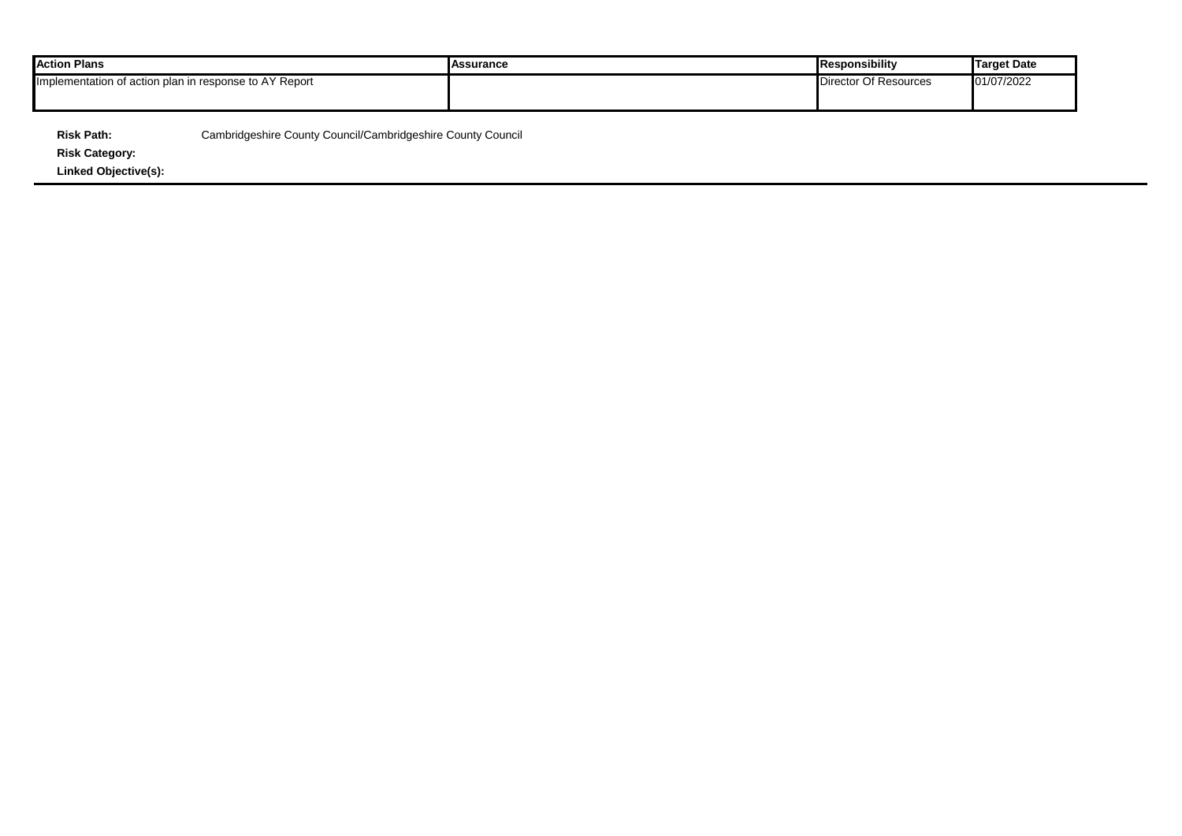| Action Plans | Assurance | Responsibility | Target Date |
|---|---|---|---|
| Implementation of action plan in response to AY Report | | Director Of Resources | 01/07/2022 |

**Risk Path:** Cambridgeshire County Council/Cambridgeshire County Council

**Risk Category:**

**Linked Objective(s):**